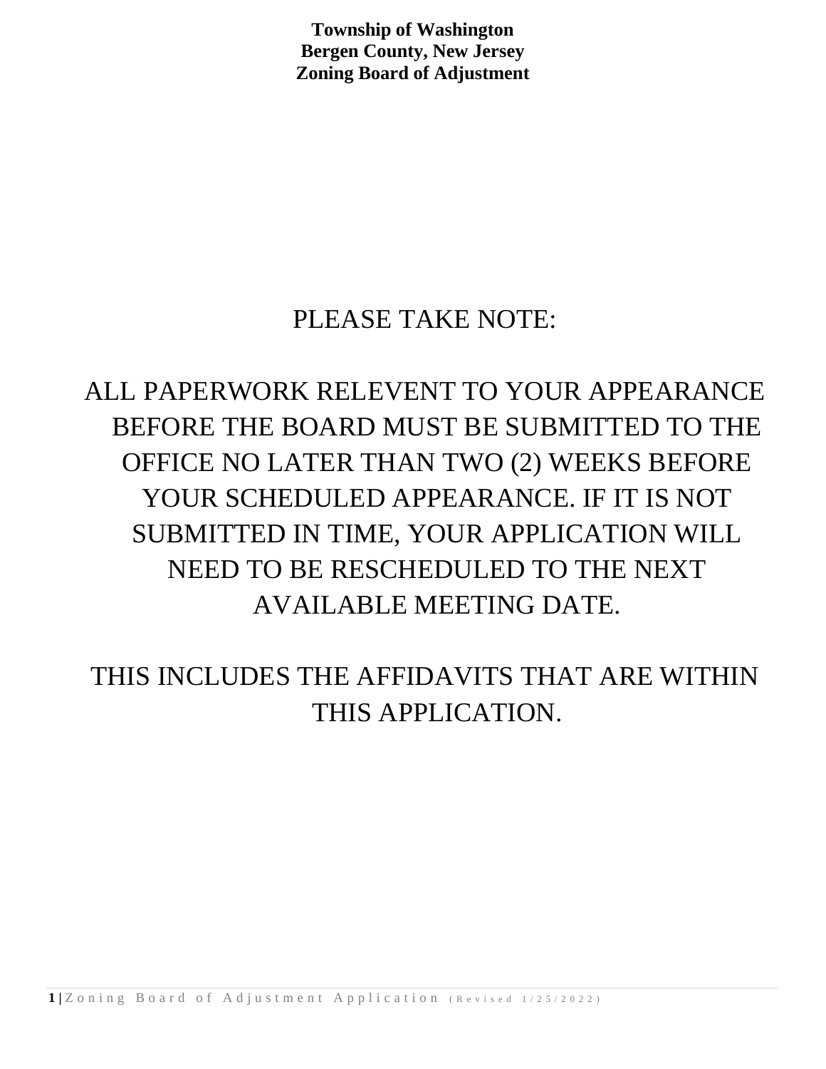**Township of Washington**
**Bergen County, New Jersey**
**Zoning Board of Adjustment**

PLEASE TAKE NOTE:

ALL PAPERWORK RELEVENT TO YOUR APPEARANCE BEFORE THE BOARD MUST BE SUBMITTED TO THE OFFICE NO LATER THAN TWO (2) WEEKS BEFORE YOUR SCHEDULED APPEARANCE. IF IT IS NOT SUBMITTED IN TIME, YOUR APPLICATION WILL NEED TO BE RESCHEDULED TO THE NEXT AVAILABLE MEETING DATE.

THIS INCLUDES THE AFFIDAVITS THAT ARE WITHIN THIS APPLICATION.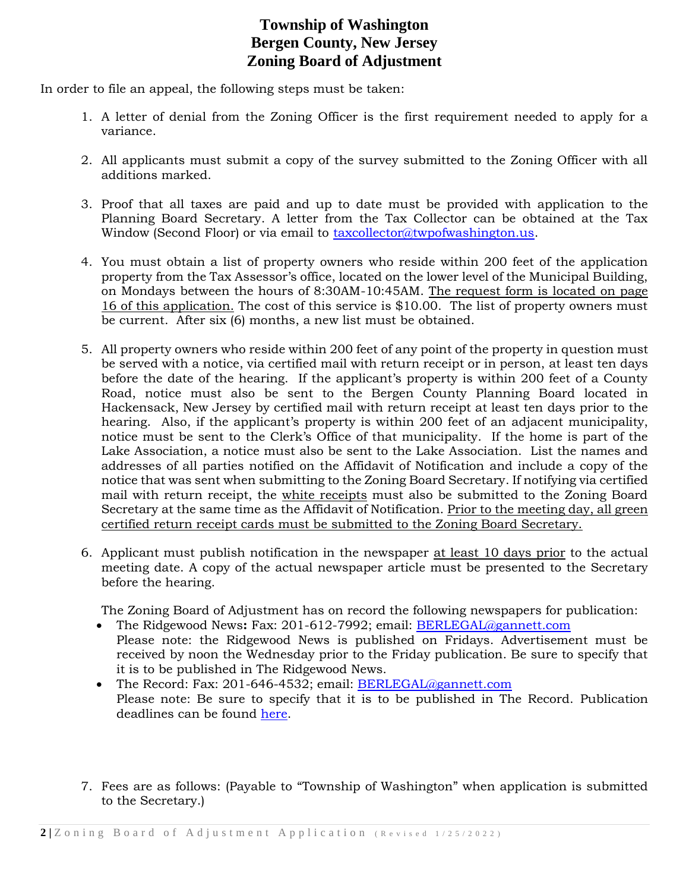# Township of Washington
# Bergen County, New Jersey
# Zoning Board of Adjustment

In order to file an appeal, the following steps must be taken:

1. A letter of denial from the Zoning Officer is the first requirement needed to apply for a variance.

2. All applicants must submit a copy of the survey submitted to the Zoning Officer with all additions marked.

3. Proof that all taxes are paid and up to date must be provided with application to the Planning Board Secretary. A letter from the Tax Collector can be obtained at the Tax Window (Second Floor) or via email to taxcollector@twpofwashington.us.

4. You must obtain a list of property owners who reside within 200 feet of the application property from the Tax Assessor's office, located on the lower level of the Municipal Building, on Mondays between the hours of 8:30AM-10:45AM. The request form is located on page 16 of this application. The cost of this service is $10.00. The list of property owners must be current. After six (6) months, a new list must be obtained.

5. All property owners who reside within 200 feet of any point of the property in question must be served with a notice, via certified mail with return receipt or in person, at least ten days before the date of the hearing. If the applicant's property is within 200 feet of a County Road, notice must also be sent to the Bergen County Planning Board located in Hackensack, New Jersey by certified mail with return receipt at least ten days prior to the hearing. Also, if the applicant's property is within 200 feet of an adjacent municipality, notice must be sent to the Clerk's Office of that municipality. If the home is part of the Lake Association, a notice must also be sent to the Lake Association. List the names and addresses of all parties notified on the Affidavit of Notification and include a copy of the notice that was sent when submitting to the Zoning Board Secretary. If notifying via certified mail with return receipt, the white receipts must also be submitted to the Zoning Board Secretary at the same time as the Affidavit of Notification. Prior to the meeting day, all green certified return receipt cards must be submitted to the Zoning Board Secretary.

6. Applicant must publish notification in the newspaper at least 10 days prior to the actual meeting date. A copy of the actual newspaper article must be presented to the Secretary before the hearing.

   The Zoning Board of Adjustment has on record the following newspapers for publication:

   - The Ridgewood News**:** Fax: 201-612-7992; email: BERLEGAL@gannett.com
     Please note: the Ridgewood News is published on Fridays. Advertisement must be received by noon the Wednesday prior to the Friday publication. Be sure to specify that it is to be published in The Ridgewood News.
   - The Record: Fax: 201-646-4532; email: BERLEGAL@gannett.com
     Please note: Be sure to specify that it is to be published in The Record. Publication deadlines can be found here.

7. Fees are as follows: (Payable to "Township of Washington" when application is submitted to the Secretary.)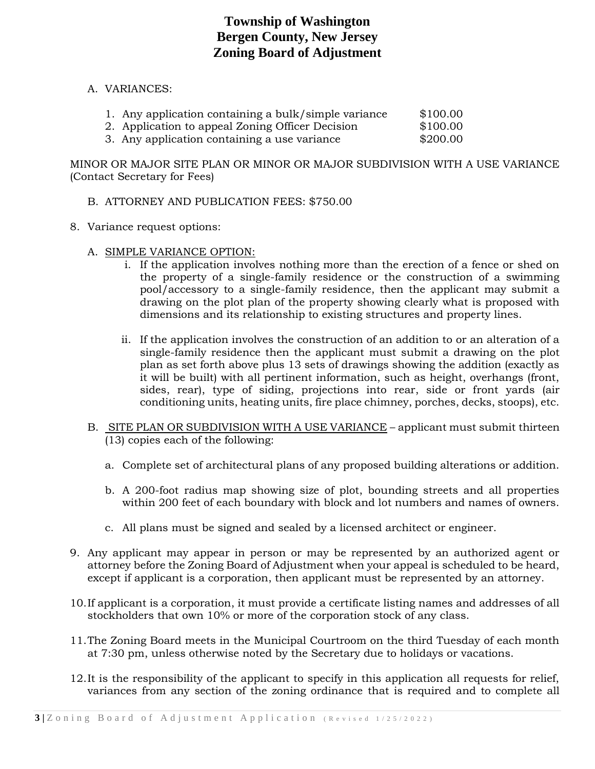# Township of Washington
# Bergen County, New Jersey
# Zoning Board of Adjustment

A. VARIANCES:

| | |
|---|---|
| 1. Any application containing a bulk/simple variance | $100.00 |
| 2. Application to appeal Zoning Officer Decision | $100.00 |
| 3. Any application containing a use variance | $200.00 |

MINOR OR MAJOR SITE PLAN OR MINOR OR MAJOR SUBDIVISION WITH A USE VARIANCE (Contact Secretary for Fees)

B. ATTORNEY AND PUBLICATION FEES: $750.00

8. Variance request options:

   A. <u>SIMPLE VARIANCE OPTION:</u>

      i. If the application involves nothing more than the erection of a fence or shed on the property of a single-family residence or the construction of a swimming pool/accessory to a single-family residence, then the applicant may submit a drawing on the plot plan of the property showing clearly what is proposed with dimensions and its relationship to existing structures and property lines.

      ii. If the application involves the construction of an addition to or an alteration of a single-family residence then the applicant must submit a drawing on the plot plan as set forth above plus 13 sets of drawings showing the addition (exactly as it will be built) with all pertinent information, such as height, overhangs (front, sides, rear), type of siding, projections into rear, side or front yards (air conditioning units, heating units, fire place chimney, porches, decks, stoops), etc.

   B. <u>SITE PLAN OR SUBDIVISION WITH A USE VARIANCE</u> – applicant must submit thirteen (13) copies each of the following:

      a. Complete set of architectural plans of any proposed building alterations or addition.

      b. A 200-foot radius map showing size of plot, bounding streets and all properties within 200 feet of each boundary with block and lot numbers and names of owners.

      c. All plans must be signed and sealed by a licensed architect or engineer.

9. Any applicant may appear in person or may be represented by an authorized agent or attorney before the Zoning Board of Adjustment when your appeal is scheduled to be heard, except if applicant is a corporation, then applicant must be represented by an attorney.

10. If applicant is a corporation, it must provide a certificate listing names and addresses of all stockholders that own 10% or more of the corporation stock of any class.

11. The Zoning Board meets in the Municipal Courtroom on the third Tuesday of each month at 7:30 pm, unless otherwise noted by the Secretary due to holidays or vacations.

12. It is the responsibility of the applicant to specify in this application all requests for relief, variances from any section of the zoning ordinance that is required and to complete all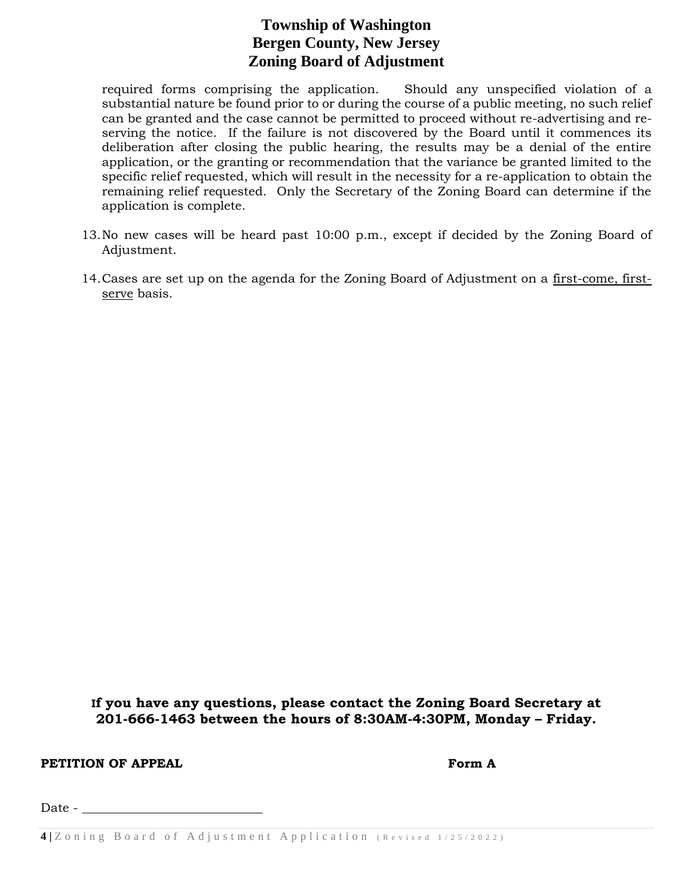required forms comprising the application. Should any unspecified violation of a substantial nature be found prior to or during the course of a public meeting, no such relief can be granted and the case cannot be permitted to proceed without re-advertising and re-serving the notice. If the failure is not discovered by the Board until it commences its deliberation after closing the public hearing, the results may be a denial of the entire application, or the granting or recommendation that the variance be granted limited to the specific relief requested, which will result in the necessity for a re-application to obtain the remaining relief requested. Only the Secretary of the Zoning Board can determine if the application is complete.

13. No new cases will be heard past 10:00 p.m., except if decided by the Zoning Board of Adjustment.

14. Cases are set up on the agenda for the Zoning Board of Adjustment on a first-come, first-serve basis.

**If you have any questions, please contact the Zoning Board Secretary at 201-666-1463 between the hours of 8:30AM-4:30PM, Monday – Friday.**

**PETITION OF APPEAL** **Form A**

Date - ___________________________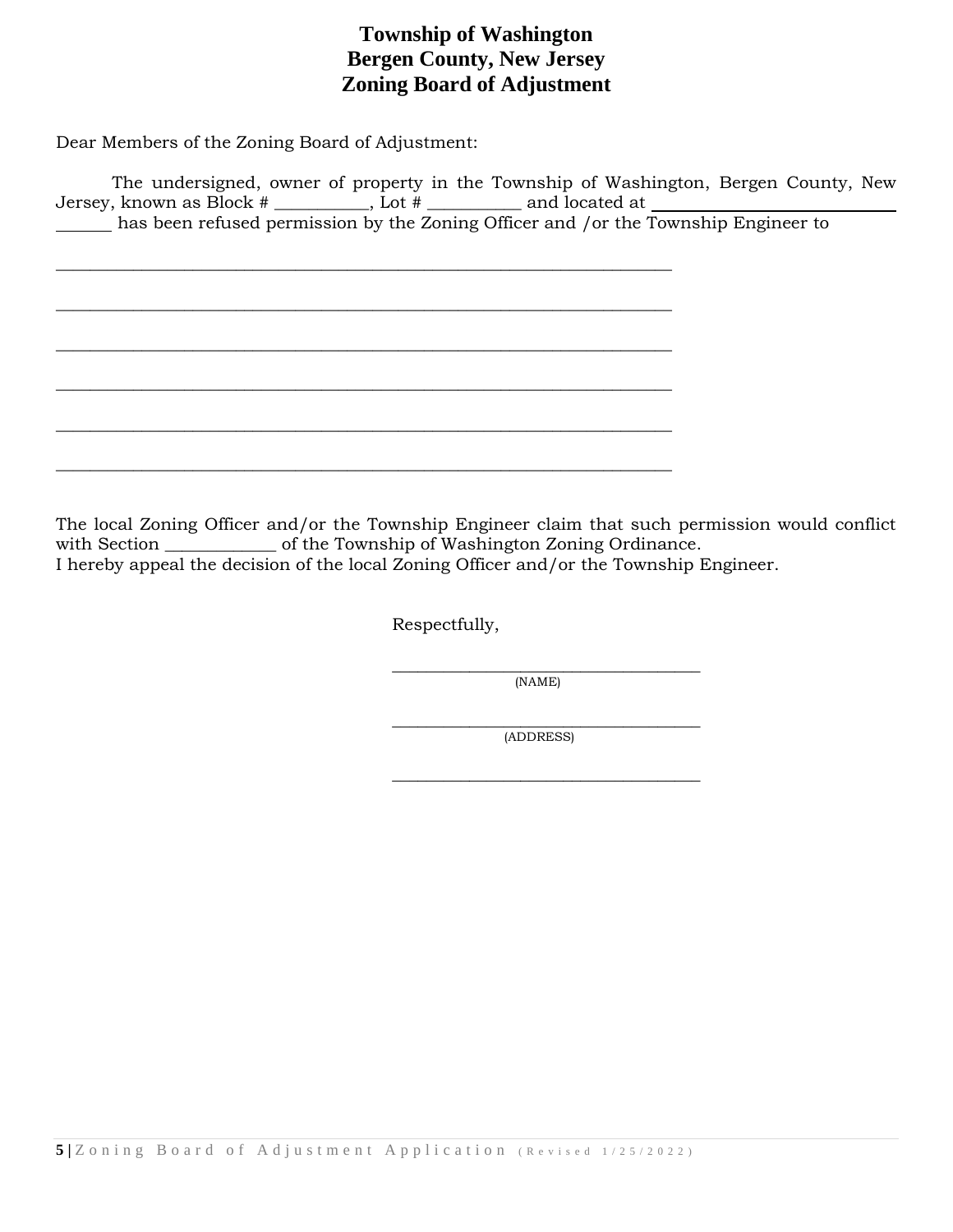# Township of Washington
# Bergen County, New Jersey
# Zoning Board of Adjustment

Dear Members of the Zoning Board of Adjustment:

The undersigned, owner of property in the Township of Washington, Bergen County, New Jersey, known as Block # __________, Lot # __________ and located at ______________________________ ______ has been refused permission by the Zoning Officer and /or the Township Engineer to

_____________________________________________________________________

_____________________________________________________________________

_____________________________________________________________________

_____________________________________________________________________

_____________________________________________________________________

_____________________________________________________________________

The local Zoning Officer and/or the Township Engineer claim that such permission would conflict with Section ____________ of the Township of Washington Zoning Ordinance.
I hereby appeal the decision of the local Zoning Officer and/or the Township Engineer.

Respectfully,

___________________________________
(NAME)

___________________________________
(ADDRESS)

___________________________________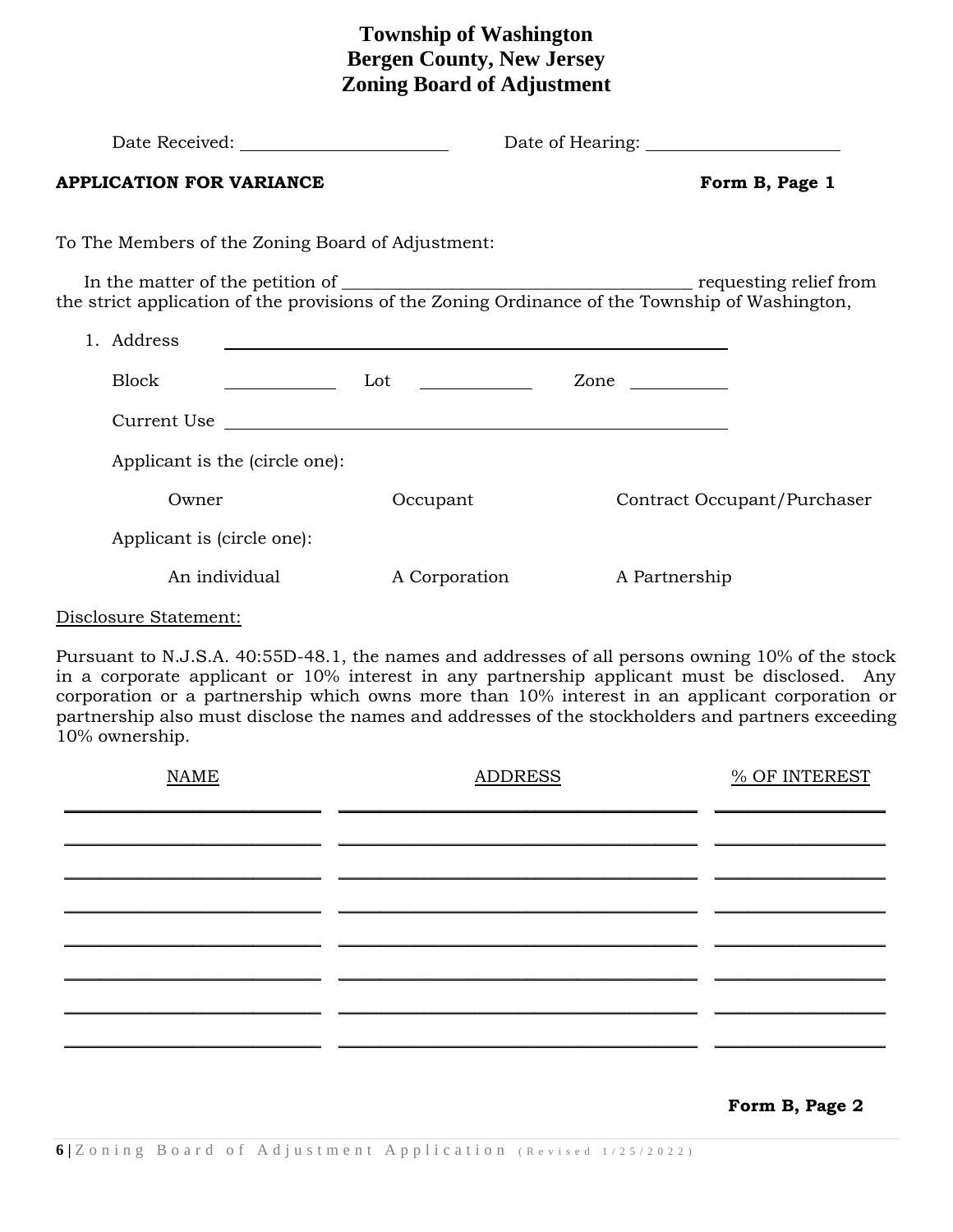# Township of Washington
# Bergen County, New Jersey
# Zoning Board of Adjustment

Date Received: ______________________ Date of Hearing: ______________________

**APPLICATION FOR VARIANCE** **Form B, Page 1**

To The Members of the Zoning Board of Adjustment:

In the matter of the petition of ______________________________________ requesting relief from the strict application of the provisions of the Zoning Ordinance of the Township of Washington,

1. Address ______________________________________________________

   Block ____________ Lot ____________ Zone __________

   Current Use ______________________________________________________

   Applicant is the (circle one):

   Owner Occupant Contract Occupant/Purchaser

   Applicant is (circle one):

   An individual A Corporation A Partnership

Disclosure Statement:

Pursuant to N.J.S.A. 40:55D-48.1, the names and addresses of all persons owning 10% of the stock in a corporate applicant or 10% interest in any partnership applicant must be disclosed. Any corporation or a partnership which owns more than 10% interest in an applicant corporation or partnership also must disclose the names and addresses of the stockholders and partners exceeding 10% ownership.

| NAME | ADDRESS | % OF INTEREST |
| --- | --- | --- |
| | | |
| | | |
| | | |
| | | |
| | | |
| | | |
| | | |
| | | |

**Form B, Page 2**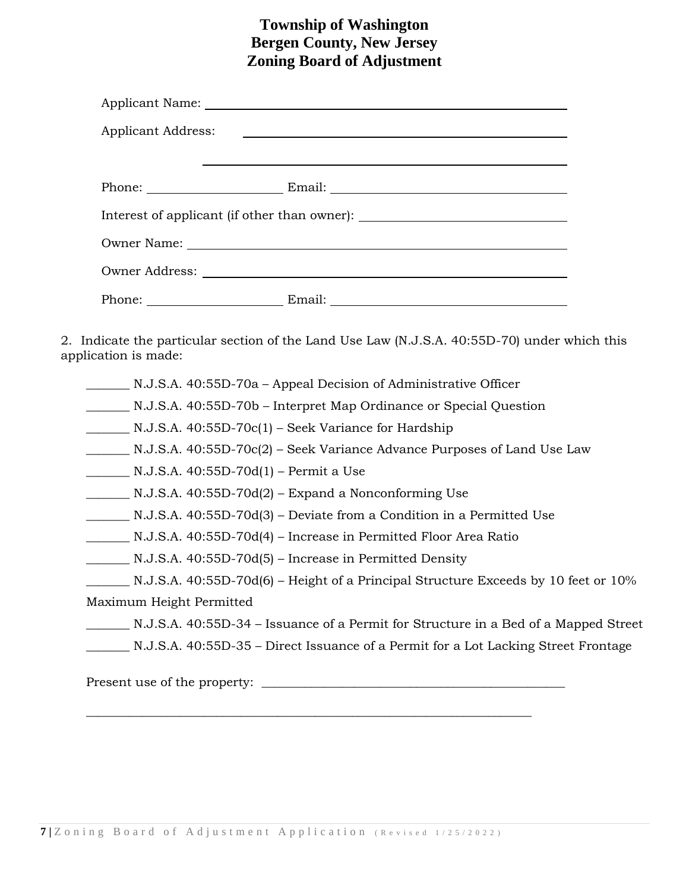# Township of Washington
# Bergen County, New Jersey
# Zoning Board of Adjustment

Applicant Name: ______________________________________________

Applicant Address: ____________________________________________

______________________________________________

Phone: ____________________ Email: ________________________________

Interest of applicant (if other than owner): ____________________________

Owner Name: __________________________________________________

Owner Address: ________________________________________________

Phone: ____________________ Email: ________________________________

2. Indicate the particular section of the Land Use Law (N.J.S.A. 40:55D-70) under which this application is made:

_______ N.J.S.A. 40:55D-70a – Appeal Decision of Administrative Officer

_______ N.J.S.A. 40:55D-70b – Interpret Map Ordinance or Special Question

_______ N.J.S.A. 40:55D-70c(1) – Seek Variance for Hardship

_______ N.J.S.A. 40:55D-70c(2) – Seek Variance Advance Purposes of Land Use Law

_______ N.J.S.A. 40:55D-70d(1) – Permit a Use

_______ N.J.S.A. 40:55D-70d(2) – Expand a Nonconforming Use

_______ N.J.S.A. 40:55D-70d(3) – Deviate from a Condition in a Permitted Use

_______ N.J.S.A. 40:55D-70d(4) – Increase in Permitted Floor Area Ratio

_______ N.J.S.A. 40:55D-70d(5) – Increase in Permitted Density

_______ N.J.S.A. 40:55D-70d(6) – Height of a Principal Structure Exceeds by 10 feet or 10% Maximum Height Permitted

_______ N.J.S.A. 40:55D-34 – Issuance of a Permit for Structure in a Bed of a Mapped Street

_______ N.J.S.A. 40:55D-35 – Direct Issuance of a Permit for a Lot Lacking Street Frontage

Present use of the property: ______________________________________________

____________________________________________________________________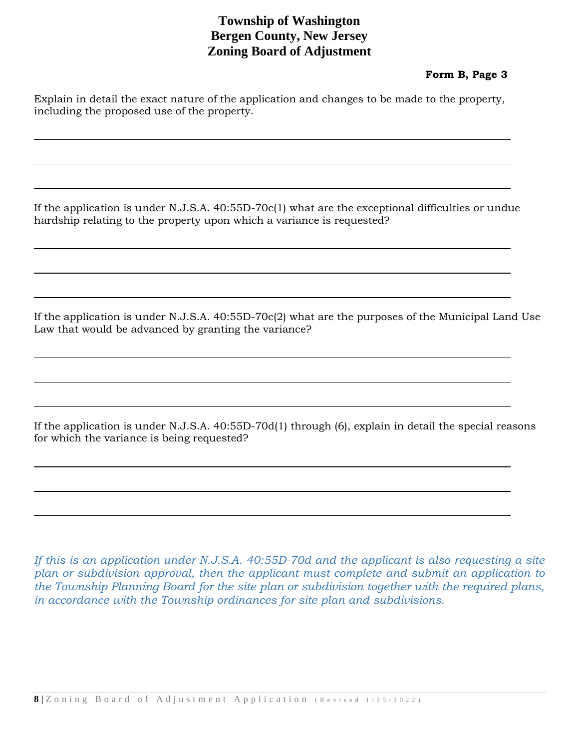# Township of Washington
# Bergen County, New Jersey
# Zoning Board of Adjustment

**Form B, Page 3**

Explain in detail the exact nature of the application and changes to be made to the property, including the proposed use of the property.

\_\_\_\_\_\_\_\_\_\_\_\_\_\_\_\_\_\_\_\_\_\_\_\_\_\_\_\_\_\_\_\_\_\_\_\_\_\_\_\_\_\_\_\_\_\_\_\_\_\_\_\_\_\_\_\_\_\_\_\_\_\_\_\_\_\_\_\_\_\_\_\_\_\_\_\_\_\_

\_\_\_\_\_\_\_\_\_\_\_\_\_\_\_\_\_\_\_\_\_\_\_\_\_\_\_\_\_\_\_\_\_\_\_\_\_\_\_\_\_\_\_\_\_\_\_\_\_\_\_\_\_\_\_\_\_\_\_\_\_\_\_\_\_\_\_\_\_\_\_\_\_\_\_\_\_\_

\_\_\_\_\_\_\_\_\_\_\_\_\_\_\_\_\_\_\_\_\_\_\_\_\_\_\_\_\_\_\_\_\_\_\_\_\_\_\_\_\_\_\_\_\_\_\_\_\_\_\_\_\_\_\_\_\_\_\_\_\_\_\_\_\_\_\_\_\_\_\_\_\_\_\_\_\_\_

If the application is under N.J.S.A. 40:55D-70c(1) what are the exceptional difficulties or undue hardship relating to the property upon which a variance is requested?

\_\_\_\_\_\_\_\_\_\_\_\_\_\_\_\_\_\_\_\_\_\_\_\_\_\_\_\_\_\_\_\_\_\_\_\_\_\_\_\_\_\_\_\_\_\_\_\_\_\_\_\_\_\_\_\_\_\_\_\_\_\_\_\_\_\_\_\_\_\_\_\_\_\_\_\_\_\_

\_\_\_\_\_\_\_\_\_\_\_\_\_\_\_\_\_\_\_\_\_\_\_\_\_\_\_\_\_\_\_\_\_\_\_\_\_\_\_\_\_\_\_\_\_\_\_\_\_\_\_\_\_\_\_\_\_\_\_\_\_\_\_\_\_\_\_\_\_\_\_\_\_\_\_\_\_\_

\_\_\_\_\_\_\_\_\_\_\_\_\_\_\_\_\_\_\_\_\_\_\_\_\_\_\_\_\_\_\_\_\_\_\_\_\_\_\_\_\_\_\_\_\_\_\_\_\_\_\_\_\_\_\_\_\_\_\_\_\_\_\_\_\_\_\_\_\_\_\_\_\_\_\_\_\_\_

If the application is under N.J.S.A. 40:55D-70c(2) what are the purposes of the Municipal Land Use Law that would be advanced by granting the variance?

\_\_\_\_\_\_\_\_\_\_\_\_\_\_\_\_\_\_\_\_\_\_\_\_\_\_\_\_\_\_\_\_\_\_\_\_\_\_\_\_\_\_\_\_\_\_\_\_\_\_\_\_\_\_\_\_\_\_\_\_\_\_\_\_\_\_\_\_\_\_\_\_\_\_\_\_\_\_

\_\_\_\_\_\_\_\_\_\_\_\_\_\_\_\_\_\_\_\_\_\_\_\_\_\_\_\_\_\_\_\_\_\_\_\_\_\_\_\_\_\_\_\_\_\_\_\_\_\_\_\_\_\_\_\_\_\_\_\_\_\_\_\_\_\_\_\_\_\_\_\_\_\_\_\_\_\_

\_\_\_\_\_\_\_\_\_\_\_\_\_\_\_\_\_\_\_\_\_\_\_\_\_\_\_\_\_\_\_\_\_\_\_\_\_\_\_\_\_\_\_\_\_\_\_\_\_\_\_\_\_\_\_\_\_\_\_\_\_\_\_\_\_\_\_\_\_\_\_\_\_\_\_\_\_\_

If the application is under N.J.S.A. 40:55D-70d(1) through (6), explain in detail the special reasons for which the variance is being requested?

\_\_\_\_\_\_\_\_\_\_\_\_\_\_\_\_\_\_\_\_\_\_\_\_\_\_\_\_\_\_\_\_\_\_\_\_\_\_\_\_\_\_\_\_\_\_\_\_\_\_\_\_\_\_\_\_\_\_\_\_\_\_\_\_\_\_\_\_\_\_\_\_\_\_\_\_\_\_

\_\_\_\_\_\_\_\_\_\_\_\_\_\_\_\_\_\_\_\_\_\_\_\_\_\_\_\_\_\_\_\_\_\_\_\_\_\_\_\_\_\_\_\_\_\_\_\_\_\_\_\_\_\_\_\_\_\_\_\_\_\_\_\_\_\_\_\_\_\_\_\_\_\_\_\_\_\_

\_\_\_\_\_\_\_\_\_\_\_\_\_\_\_\_\_\_\_\_\_\_\_\_\_\_\_\_\_\_\_\_\_\_\_\_\_\_\_\_\_\_\_\_\_\_\_\_\_\_\_\_\_\_\_\_\_\_\_\_\_\_\_\_\_\_\_\_\_\_\_\_\_\_\_\_\_\_

*If this is an application under N.J.S.A. 40:55D-70d and the applicant is also requesting a site plan or subdivision approval, then the applicant must complete and submit an application to the Township Planning Board for the site plan or subdivision together with the required plans, in accordance with the Township ordinances for site plan and subdivisions.*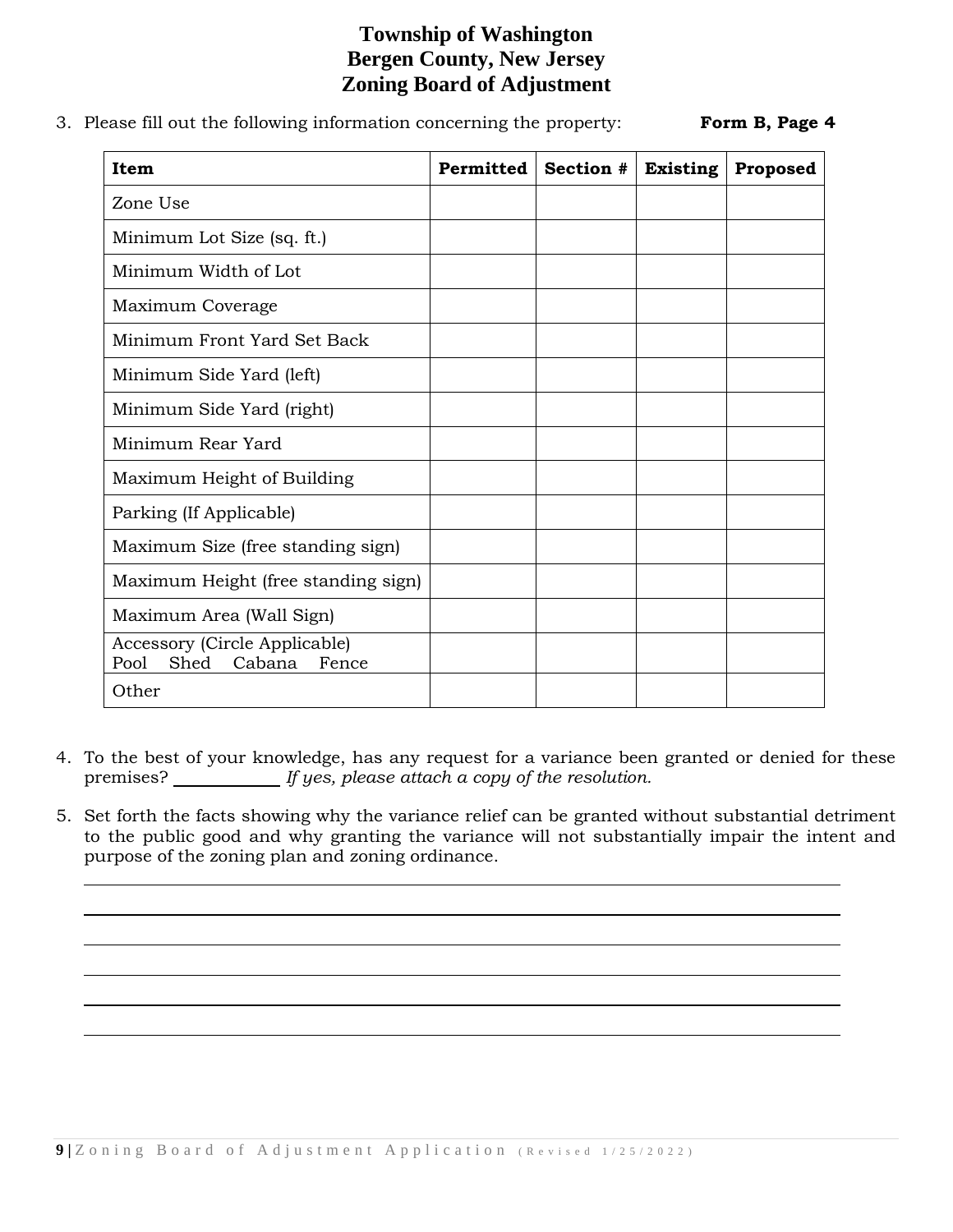# Township of Washington
# Bergen County, New Jersey
# Zoning Board of Adjustment

3. Please fill out the following information concerning the property: **Form B, Page 4**

| Item | Permitted | Section # | Existing | Proposed |
|---|---|---|---|---|
| Zone Use | | | | |
| Minimum Lot Size (sq. ft.) | | | | |
| Minimum Width of Lot | | | | |
| Maximum Coverage | | | | |
| Minimum Front Yard Set Back | | | | |
| Minimum Side Yard (left) | | | | |
| Minimum Side Yard (right) | | | | |
| Minimum Rear Yard | | | | |
| Maximum Height of Building | | | | |
| Parking (If Applicable) | | | | |
| Maximum Size (free standing sign) | | | | |
| Maximum Height (free standing sign) | | | | |
| Maximum Area (Wall Sign) | | | | |
| Accessory (Circle Applicable) Pool Shed Cabana Fence | | | | |
| Other | | | | |

4. To the best of your knowledge, has any request for a variance been granted or denied for these premises? ____________ *If yes, please attach a copy of the resolution.*

5. Set forth the facts showing why the variance relief can be granted without substantial detriment to the public good and why granting the variance will not substantially impair the intent and purpose of the zoning plan and zoning ordinance.

____________________________________________________________________________

____________________________________________________________________________

____________________________________________________________________________

____________________________________________________________________________

____________________________________________________________________________

____________________________________________________________________________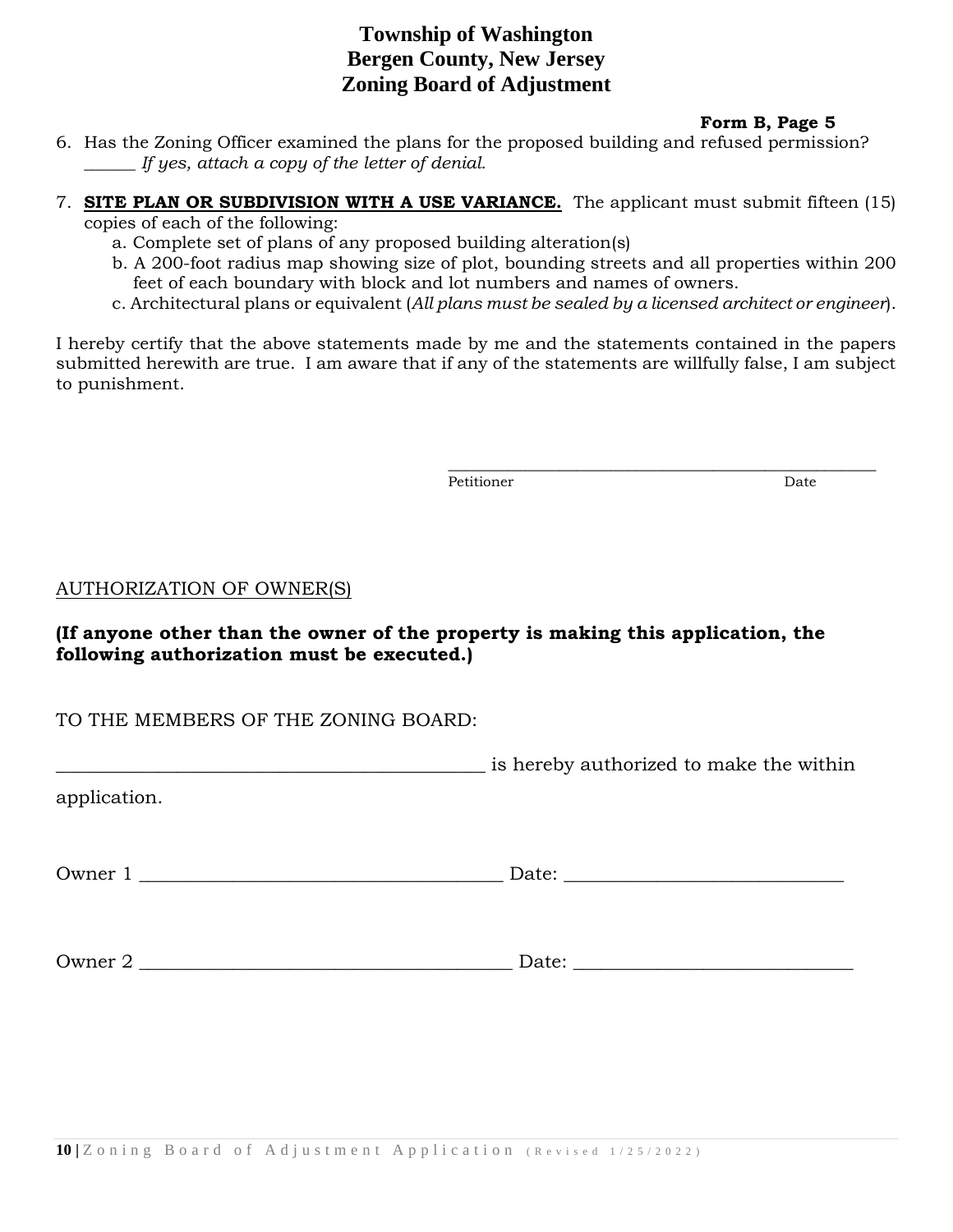# Township of Washington
# Bergen County, New Jersey
# Zoning Board of Adjustment

**Form B, Page 5**

6. Has the Zoning Officer examined the plans for the proposed building and refused permission? ______ *If yes, attach a copy of the letter of denial.*

7. **SITE PLAN OR SUBDIVISION WITH A USE VARIANCE.** The applicant must submit fifteen (15) copies of each of the following:
   a. Complete set of plans of any proposed building alteration(s)
   b. A 200-foot radius map showing size of plot, bounding streets and all properties within 200 feet of each boundary with block and lot numbers and names of owners.
   c. Architectural plans or equivalent (*All plans must be sealed by a licensed architect or engineer*).

I hereby certify that the above statements made by me and the statements contained in the papers submitted herewith are true. I am aware that if any of the statements are willfully false, I am subject to punishment.

_____________________________________________
Petitioner                                                          Date

AUTHORIZATION OF OWNER(S)

**(If anyone other than the owner of the property is making this application, the following authorization must be executed.)**

TO THE MEMBERS OF THE ZONING BOARD:

_____________________________________________ is hereby authorized to make the within application.

Owner 1 _____________________________________ Date: ____________________________

Owner 2 _____________________________________ Date: ____________________________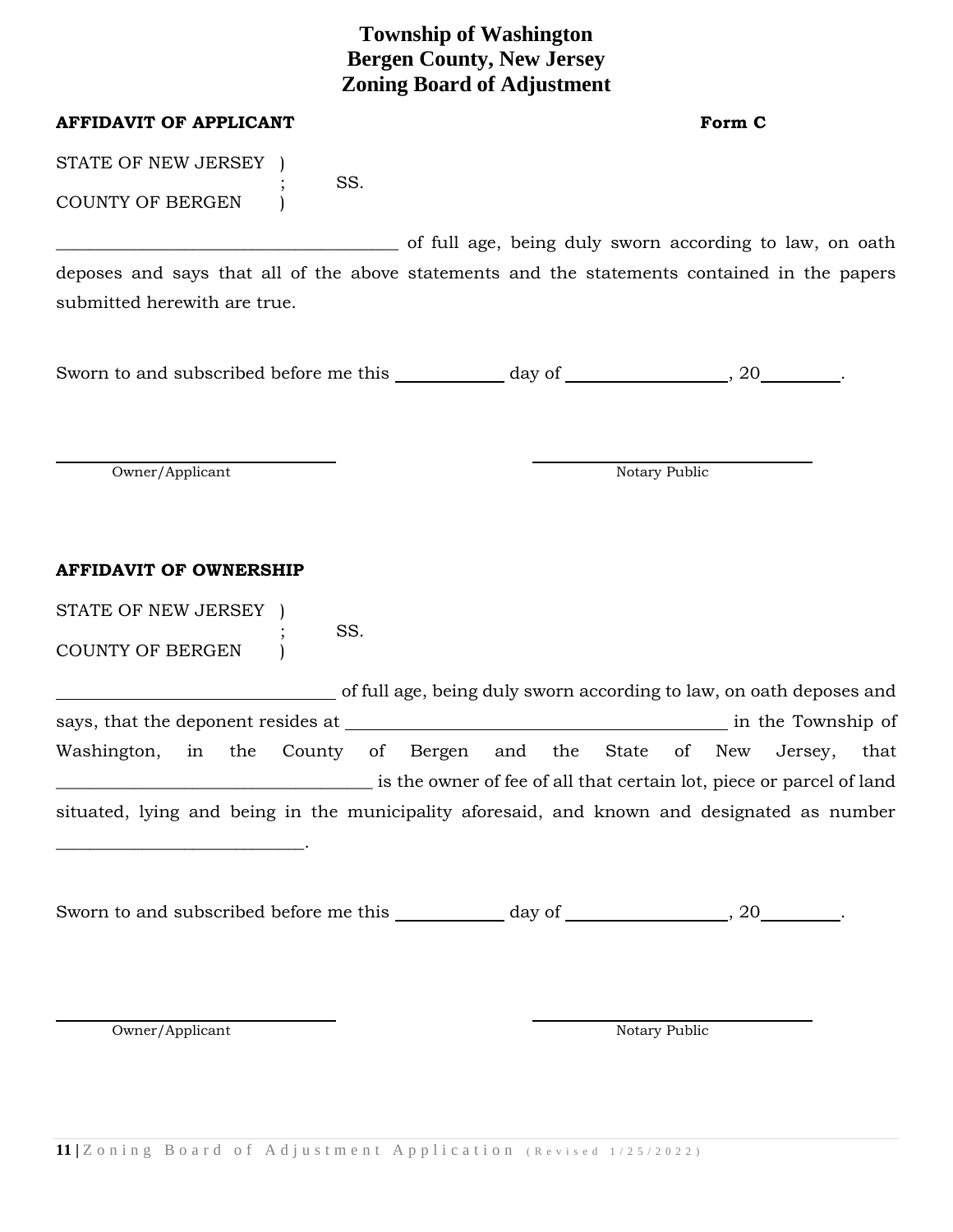# Township of Washington
# Bergen County, New Jersey
# Zoning Board of Adjustment

**AFFIDAVIT OF APPLICANT** **Form C**

STATE OF NEW JERSEY )
; SS.
COUNTY OF BERGEN )

_____________________________________ of full age, being duly sworn according to law, on oath deposes and says that all of the above statements and the statements contained in the papers submitted herewith are true.

Sworn to and subscribed before me this ___________ day of _________________, 20________.

_______________________________ _______________________________
Owner/Applicant Notary Public

**AFFIDAVIT OF OWNERSHIP**

STATE OF NEW JERSEY )
; SS.
COUNTY OF BERGEN )

______________________________ of full age, being duly sworn according to law, on oath deposes and says, that the deponent resides at __________________________________________ in the Township of Washington, in the County of Bergen and the State of New Jersey, that ___________________________________ is the owner of fee of all that certain lot, piece or parcel of land situated, lying and being in the municipality aforesaid, and known and designated as number ___________________________.

Sworn to and subscribed before me this ___________ day of _________________, 20________.

_______________________________ _______________________________
Owner/Applicant Notary Public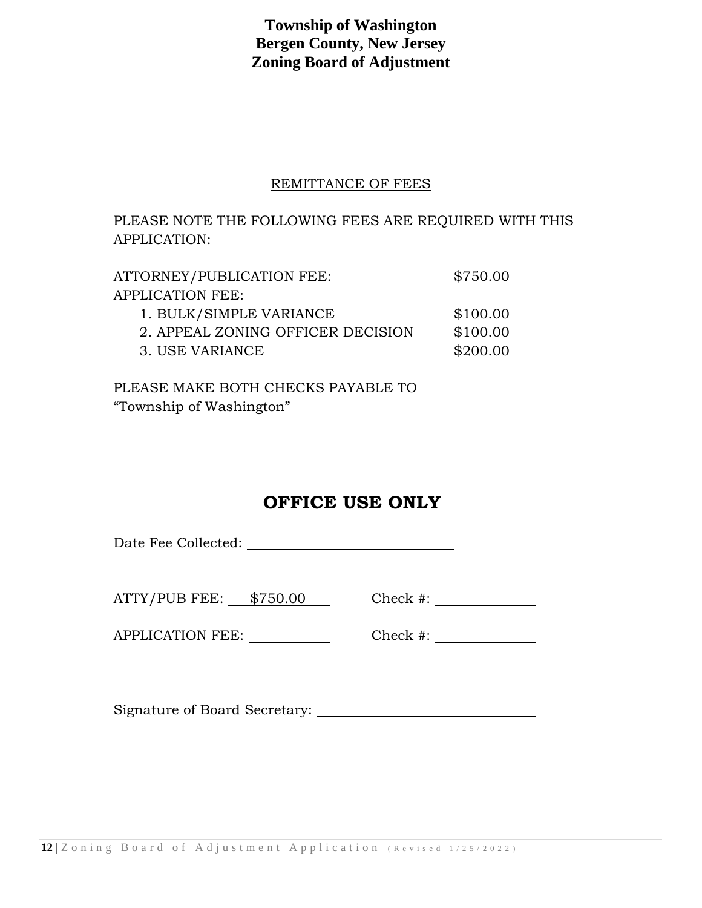**Township of Washington**
**Bergen County, New Jersey**
**Zoning Board of Adjustment**

REMITTANCE OF FEES

PLEASE NOTE THE FOLLOWING FEES ARE REQUIRED WITH THIS APPLICATION:

| | |
|---|---|
| ATTORNEY/PUBLICATION FEE: | $750.00 |
| APPLICATION FEE: | |
| 1. BULK/SIMPLE VARIANCE | $100.00 |
| 2. APPEAL ZONING OFFICER DECISION | $100.00 |
| 3. USE VARIANCE | $200.00 |

PLEASE MAKE BOTH CHECKS PAYABLE TO
"Township of Washington"

## OFFICE USE ONLY

Date Fee Collected: ______________________________

ATTY/PUB FEE: ___$750.00___ Check #: ______________

APPLICATION FEE: ___________ Check #: ______________

Signature of Board Secretary: ______________________________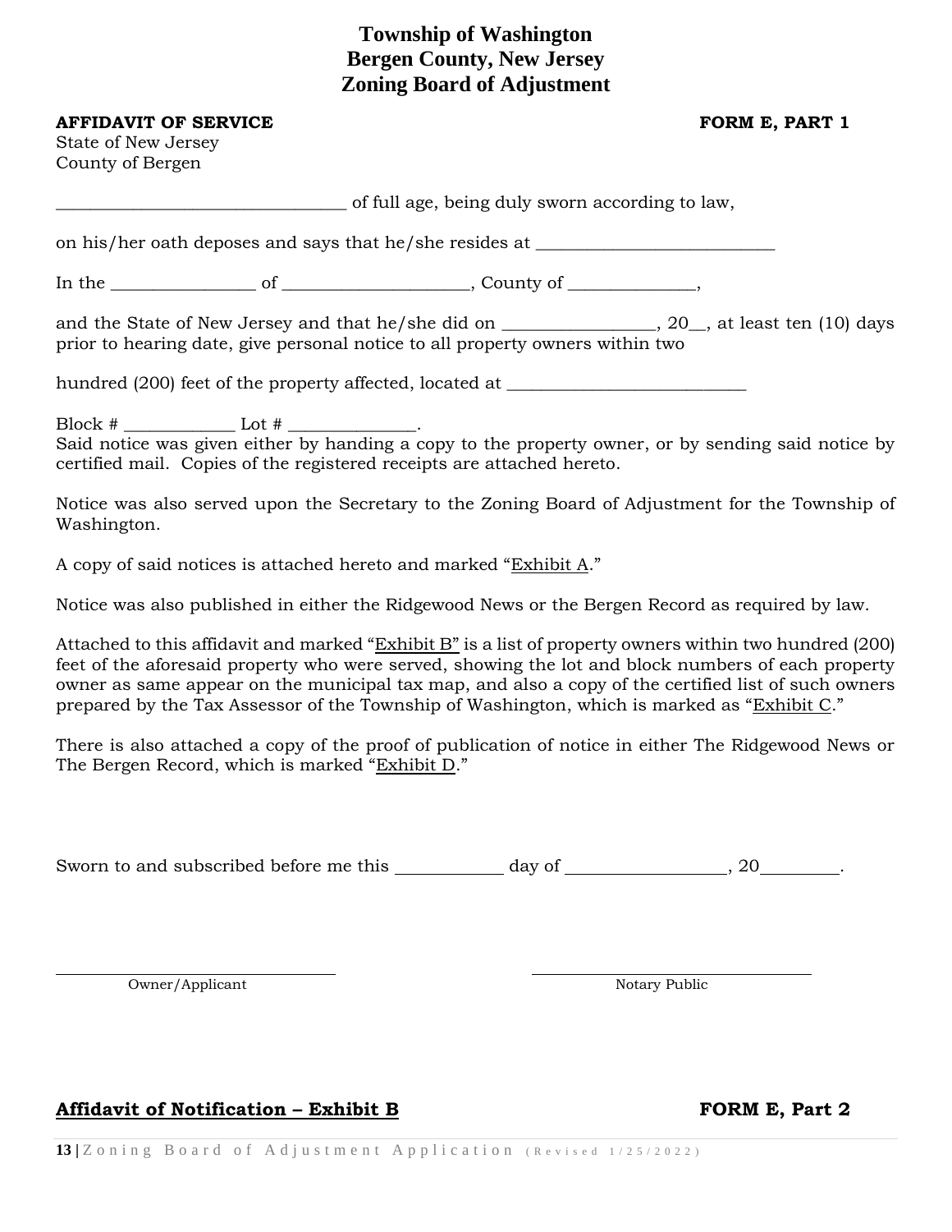# Township of Washington
# Bergen County, New Jersey
# Zoning Board of Adjustment

**AFFIDAVIT OF SERVICE** **FORM E, PART 1**

State of New Jersey
County of Bergen

________________________________ of full age, being duly sworn according to law,

on his/her oath deposes and says that he/she resides at __________________________

In the _______________ of ___________________, County of _____________,

and the State of New Jersey and that he/she did on ________________, 20__, at least ten (10) days prior to hearing date, give personal notice to all property owners within two

hundred (200) feet of the property affected, located at __________________________

Block # ___________ Lot # _____________.
Said notice was given either by handing a copy to the property owner, or by sending said notice by certified mail. Copies of the registered receipts are attached hereto.

Notice was also served upon the Secretary to the Zoning Board of Adjustment for the Township of Washington.

A copy of said notices is attached hereto and marked "Exhibit A."

Notice was also published in either the Ridgewood News or the Bergen Record as required by law.

Attached to this affidavit and marked "Exhibit B" is a list of property owners within two hundred (200) feet of the aforesaid property who were served, showing the lot and block numbers of each property owner as same appear on the municipal tax map, and also a copy of the certified list of such owners prepared by the Tax Assessor of the Township of Washington, which is marked as "Exhibit C."

There is also attached a copy of the proof of publication of notice in either The Ridgewood News or The Bergen Record, which is marked "Exhibit D."

Sworn to and subscribed before me this ___________ day of _________________, 20________.

______________________________ ______________________________
Owner/Applicant Notary Public

## Affidavit of Notification – Exhibit B **FORM E, Part 2**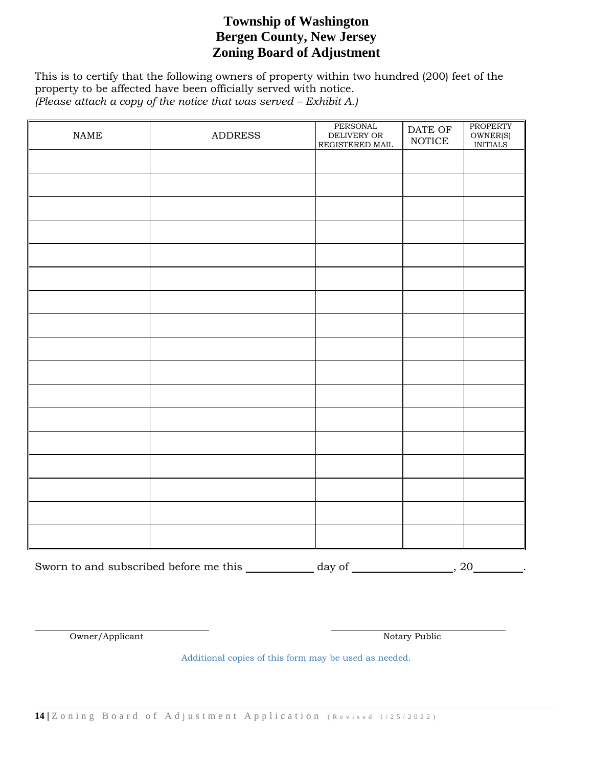# Township of Washington
# Bergen County, New Jersey
# Zoning Board of Adjustment

This is to certify that the following owners of property within two hundred (200) feet of the property to be affected have been officially served with notice.
*(Please attach a copy of the notice that was served – Exhibit A.)*

| NAME | ADDRESS | PERSONAL DELIVERY OR REGISTERED MAIL | DATE OF NOTICE | PROPERTY OWNER(S) INITIALS |
|---|---|---|---|---|
| | | | | |
| | | | | |
| | | | | |
| | | | | |
| | | | | |
| | | | | |
| | | | | |
| | | | | |
| | | | | |
| | | | | |
| | | | | |
| | | | | |
| | | | | |
| | | | | |
| | | | | |
| | | | | |
| | | | | |

Sworn to and subscribed before me this ___________ day of ________________, 20________.

______________________________
Owner/Applicant

______________________________
Notary Public

Additional copies of this form may be used as needed.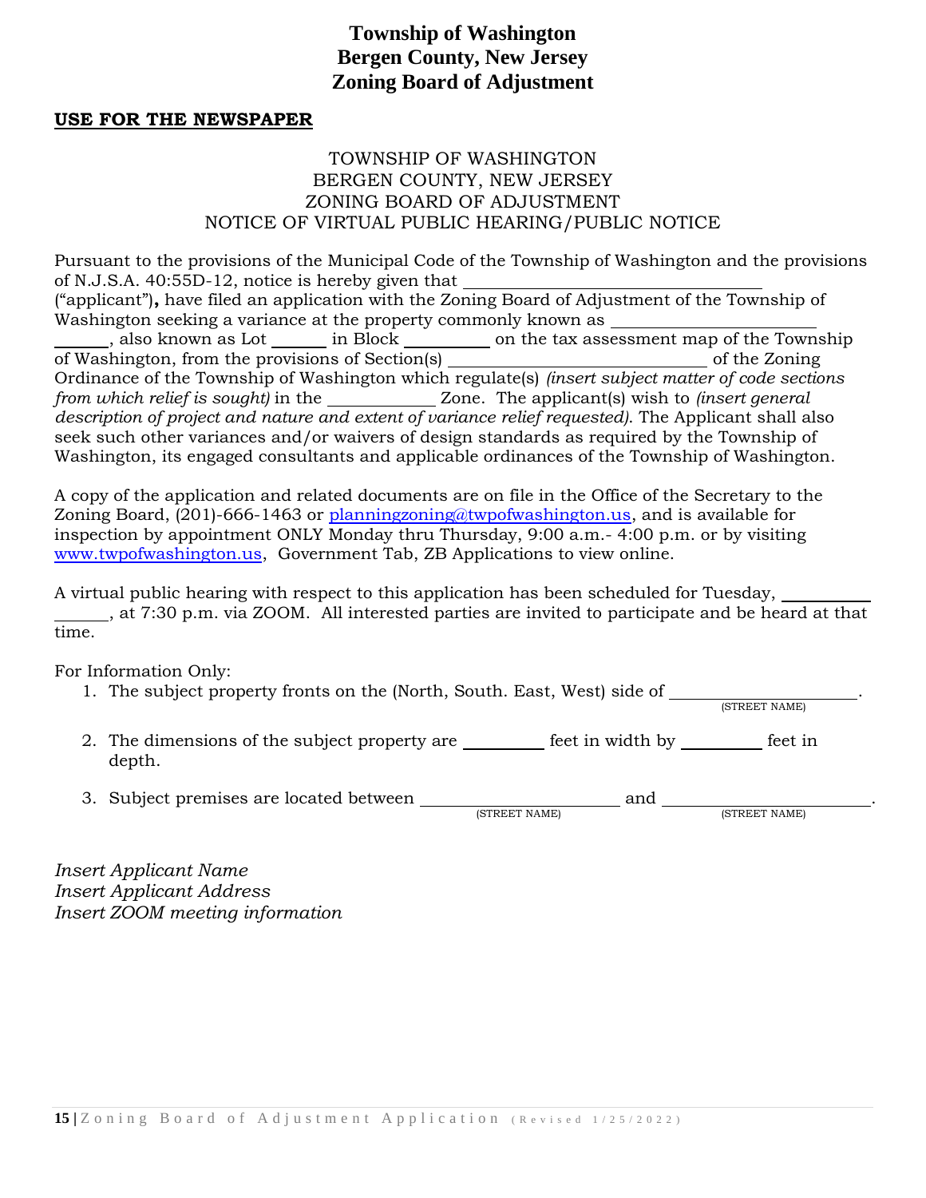# Township of Washington
# Bergen County, New Jersey
# Zoning Board of Adjustment

**USE FOR THE NEWSPAPER**

TOWNSHIP OF WASHINGTON
BERGEN COUNTY, NEW JERSEY
ZONING BOARD OF ADJUSTMENT
NOTICE OF VIRTUAL PUBLIC HEARING/PUBLIC NOTICE

Pursuant to the provisions of the Municipal Code of the Township of Washington and the provisions of N.J.S.A. 40:55D-12, notice is hereby given that ______________________________ ("applicant")**,** have filed an application with the Zoning Board of Adjustment of the Township of Washington seeking a variance at the property commonly known as ______________________ ______, also known as Lot ______ in Block _________ on the tax assessment map of the Township of Washington, from the provisions of Section(s) _____________________________ of the Zoning Ordinance of the Township of Washington which regulate(s) *(insert subject matter of code sections from which relief is sought)* in the ____________ Zone. The applicant(s) wish to *(insert general description of project and nature and extent of variance relief requested)*. The Applicant shall also seek such other variances and/or waivers of design standards as required by the Township of Washington, its engaged consultants and applicable ordinances of the Township of Washington.

A copy of the application and related documents are on file in the Office of the Secretary to the Zoning Board, (201)-666-1463 or planningzoning@twpofwashington.us, and is available for inspection by appointment ONLY Monday thru Thursday, 9:00 a.m.- 4:00 p.m. or by visiting www.twpofwashington.us, Government Tab, ZB Applications to view online.

A virtual public hearing with respect to this application has been scheduled for Tuesday, __________ ______, at 7:30 p.m. via ZOOM. All interested parties are invited to participate and be heard at that time.

For Information Only:

1. The subject property fronts on the (North, South. East, West) side of ____________________ (STREET NAME).
2. The dimensions of the subject property are _________ feet in width by _________ feet in depth.
3. Subject premises are located between ______________________ (STREET NAME) and ______________________ (STREET NAME).

*Insert Applicant Name*
*Insert Applicant Address*
*Insert ZOOM meeting information*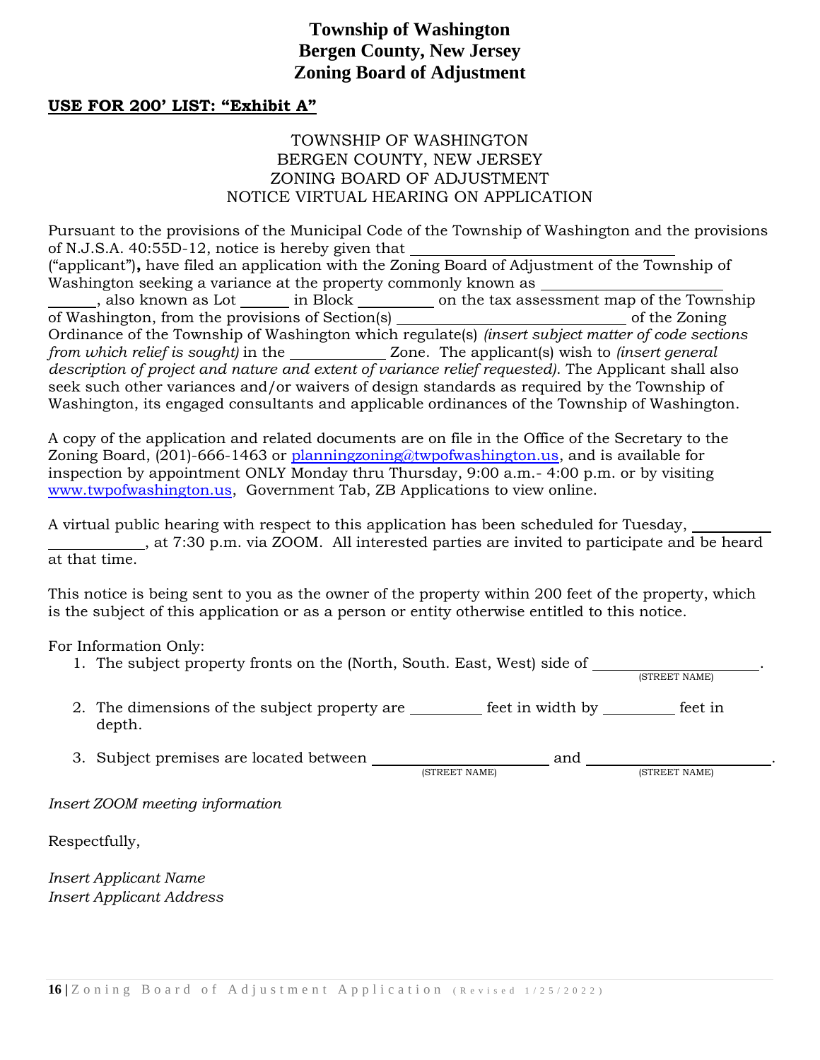# Township of Washington
# Bergen County, New Jersey
# Zoning Board of Adjustment

**USE FOR 200' LIST: "Exhibit A"**

TOWNSHIP OF WASHINGTON
BERGEN COUNTY, NEW JERSEY
ZONING BOARD OF ADJUSTMENT
NOTICE VIRTUAL HEARING ON APPLICATION

Pursuant to the provisions of the Municipal Code of the Township of Washington and the provisions of N.J.S.A. 40:55D-12, notice is hereby given that ________________________________ ("applicant")**,** have filed an application with the Zoning Board of Adjustment of the Township of Washington seeking a variance at the property commonly known as ______________________ ______, also known as Lot ______ in Block _________ on the tax assessment map of the Township of Washington, from the provisions of Section(s) ____________________________ of the Zoning Ordinance of the Township of Washington which regulate(s) *(insert subject matter of code sections from which relief is sought)* in the ____________ Zone. The applicant(s) wish to *(insert general description of project and nature and extent of variance relief requested)*. The Applicant shall also seek such other variances and/or waivers of design standards as required by the Township of Washington, its engaged consultants and applicable ordinances of the Township of Washington.

A copy of the application and related documents are on file in the Office of the Secretary to the Zoning Board, (201)-666-1463 or planningzoning@twpofwashington.us, and is available for inspection by appointment ONLY Monday thru Thursday, 9:00 a.m.- 4:00 p.m. or by visiting www.twpofwashington.us, Government Tab, ZB Applications to view online.

A virtual public hearing with respect to this application has been scheduled for Tuesday, __________ ____________, at 7:30 p.m. via ZOOM. All interested parties are invited to participate and be heard at that time.

This notice is being sent to you as the owner of the property within 200 feet of the property, which is the subject of this application or as a person or entity otherwise entitled to this notice.

For Information Only:

1. The subject property fronts on the (North, South. East, West) side of ____________________.
   (STREET NAME)
2. The dimensions of the subject property are _________ feet in width by _________ feet in depth.
3. Subject premises are located between ______________________ and ______________________.
   (STREET NAME) (STREET NAME)

*Insert ZOOM meeting information*

Respectfully,

*Insert Applicant Name*
*Insert Applicant Address*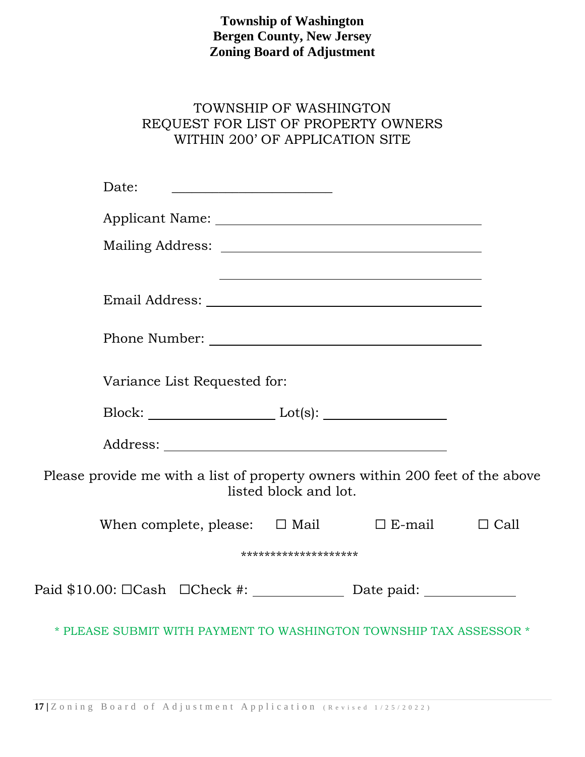**Township of Washington**
**Bergen County, New Jersey**
**Zoning Board of Adjustment**

TOWNSHIP OF WASHINGTON
REQUEST FOR LIST OF PROPERTY OWNERS
WITHIN 200' OF APPLICATION SITE

Date: ______________________

Applicant Name: ______________________________________

Mailing Address: ______________________________________

______________________________________

Email Address: ______________________________________

Phone Number: ______________________________________

Variance List Requested for:

Block: _________________ Lot(s): _________________

Address: ______________________________________

Please provide me with a list of property owners within 200 feet of the above listed block and lot.

When complete, please: ☐ Mail ☐ E-mail ☐ Call

*******************

Paid $10.00: ☐Cash ☐Check #: ____________ Date paid: ____________

* PLEASE SUBMIT WITH PAYMENT TO WASHINGTON TOWNSHIP TAX ASSESSOR *